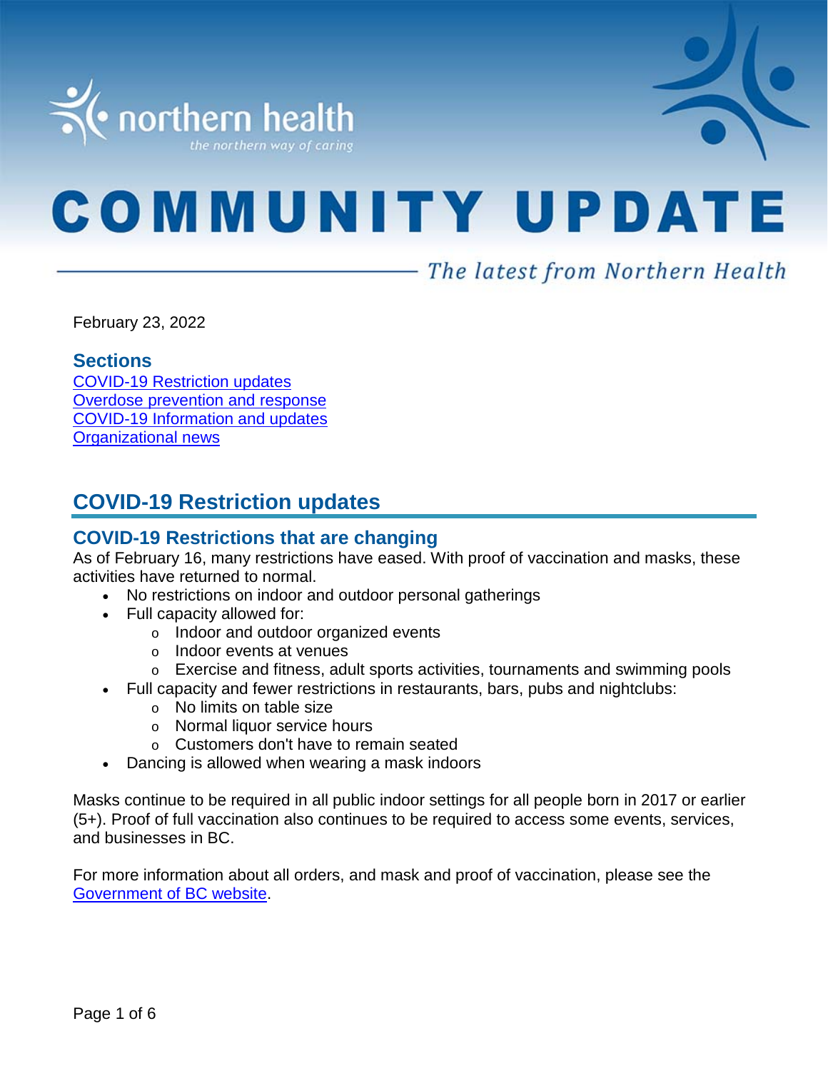northern health
*the northern way of caring*

# COMMUNITY UPDATE

*The latest from Northern Health*

February 23, 2022

### Sections

[COVID-19 Restriction updates](#)
[Overdose prevention and response](#)
[COVID-19 Information and updates](#)
[Organizational news](#)

## COVID-19 Restriction updates

### COVID-19 Restrictions that are changing

As of February 16, many restrictions have eased. With proof of vaccination and masks, these activities have returned to normal.

- No restrictions on indoor and outdoor personal gatherings
- Full capacity allowed for:
  - Indoor and outdoor organized events
  - Indoor events at venues
  - Exercise and fitness, adult sports activities, tournaments and swimming pools
- Full capacity and fewer restrictions in restaurants, bars, pubs and nightclubs:
  - No limits on table size
  - Normal liquor service hours
  - Customers don't have to remain seated
- Dancing is allowed when wearing a mask indoors

Masks continue to be required in all public indoor settings for all people born in 2017 or earlier (5+). Proof of full vaccination also continues to be required to access some events, services, and businesses in BC.

For more information about all orders, and mask and proof of vaccination, please see the [Government of BC website](#).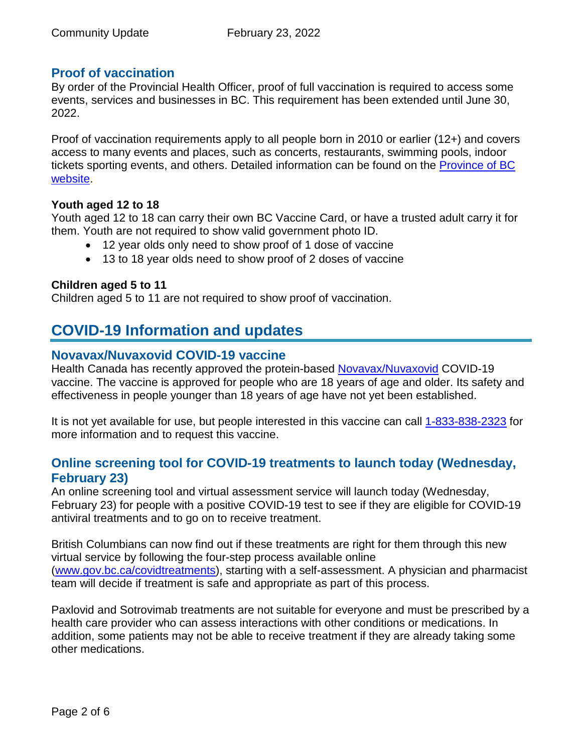## Proof of vaccination

By order of the Provincial Health Officer, proof of full vaccination is required to access some events, services and businesses in BC. This requirement has been extended until June 30, 2022.

Proof of vaccination requirements apply to all people born in 2010 or earlier (12+) and covers access to many events and places, such as concerts, restaurants, swimming pools, indoor tickets sporting events, and others. Detailed information can be found on the [Province of BC website](Province of BC website).

**Youth aged 12 to 18**

Youth aged 12 to 18 can carry their own BC Vaccine Card, or have a trusted adult carry it for them. Youth are not required to show valid government photo ID.

- 12 year olds only need to show proof of 1 dose of vaccine
- 13 to 18 year olds need to show proof of 2 doses of vaccine

**Children aged 5 to 11**

Children aged 5 to 11 are not required to show proof of vaccination.

# COVID-19 Information and updates

## Novavax/Nuvaxovid COVID-19 vaccine

Health Canada has recently approved the protein-based Novavax/Nuvaxovid COVID-19 vaccine. The vaccine is approved for people who are 18 years of age and older. Its safety and effectiveness in people younger than 18 years of age have not yet been established.

It is not yet available for use, but people interested in this vaccine can call 1-833-838-2323 for more information and to request this vaccine.

## Online screening tool for COVID-19 treatments to launch today (Wednesday, February 23)

An online screening tool and virtual assessment service will launch today (Wednesday, February 23) for people with a positive COVID-19 test to see if they are eligible for COVID-19 antiviral treatments and to go on to receive treatment.

British Columbians can now find out if these treatments are right for them through this new virtual service by following the four-step process available online (www.gov.bc.ca/covidtreatments), starting with a self-assessment. A physician and pharmacist team will decide if treatment is safe and appropriate as part of this process.

Paxlovid and Sotrovimab treatments are not suitable for everyone and must be prescribed by a health care provider who can assess interactions with other conditions or medications. In addition, some patients may not be able to receive treatment if they are already taking some other medications.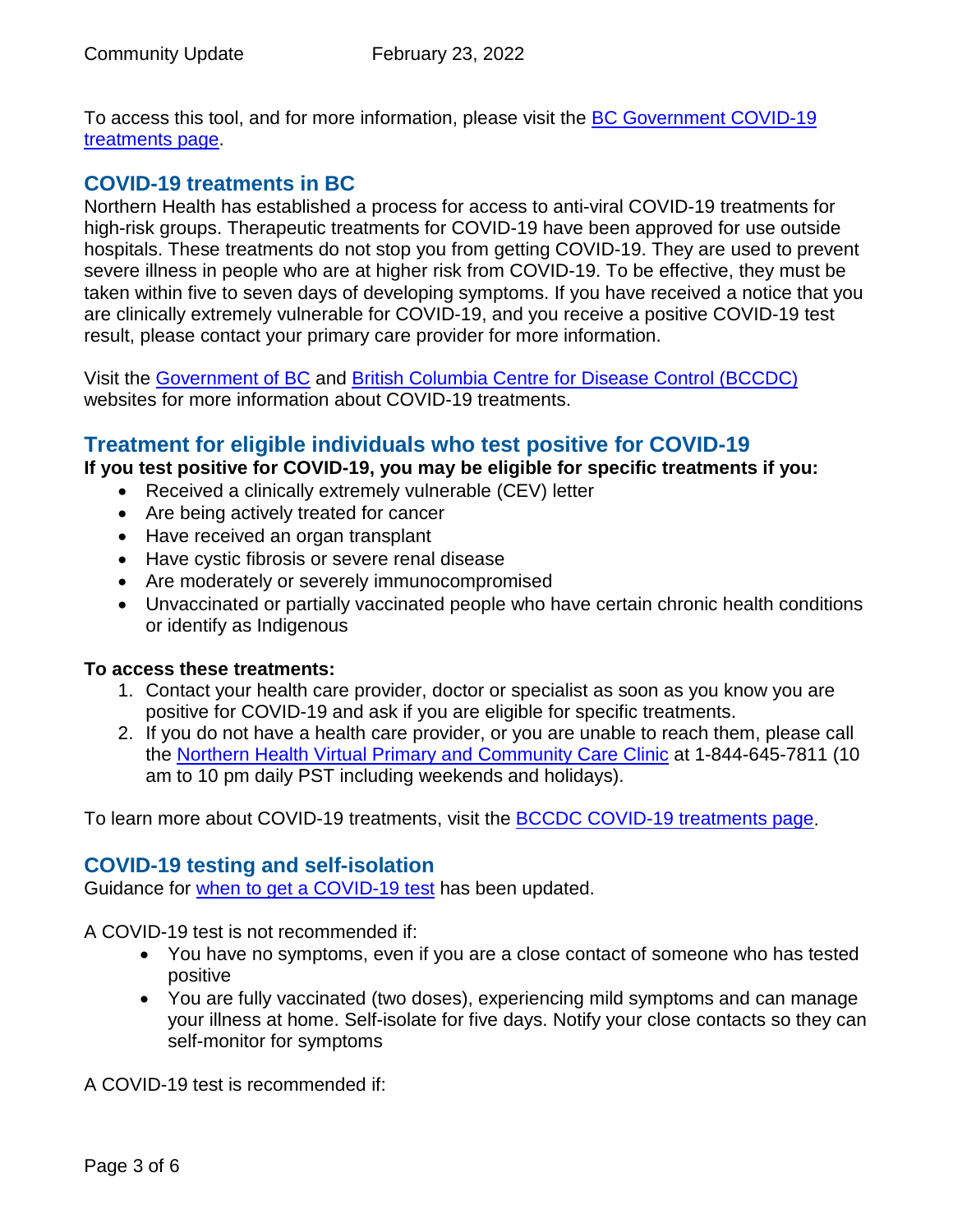To access this tool, and for more information, please visit the [BC Government COVID-19 treatments page](#).

## COVID-19 treatments in BC

Northern Health has established a process for access to anti-viral COVID-19 treatments for high-risk groups. Therapeutic treatments for COVID-19 have been approved for use outside hospitals. These treatments do not stop you from getting COVID-19. They are used to prevent severe illness in people who are at higher risk from COVID-19. To be effective, they must be taken within five to seven days of developing symptoms. If you have received a notice that you are clinically extremely vulnerable for COVID-19, and you receive a positive COVID-19 test result, please contact your primary care provider for more information.

Visit the [Government of BC](#) and [British Columbia Centre for Disease Control (BCCDC)](#) websites for more information about COVID-19 treatments.

## Treatment for eligible individuals who test positive for COVID-19

**If you test positive for COVID-19, you may be eligible for specific treatments if you:**

- Received a clinically extremely vulnerable (CEV) letter
- Are being actively treated for cancer
- Have received an organ transplant
- Have cystic fibrosis or severe renal disease
- Are moderately or severely immunocompromised
- Unvaccinated or partially vaccinated people who have certain chronic health conditions or identify as Indigenous

**To access these treatments:**

1. Contact your health care provider, doctor or specialist as soon as you know you are positive for COVID-19 and ask if you are eligible for specific treatments.
2. If you do not have a health care provider, or you are unable to reach them, please call the [Northern Health Virtual Primary and Community Care Clinic](#) at 1-844-645-7811 (10 am to 10 pm daily PST including weekends and holidays).

To learn more about COVID-19 treatments, visit the [BCCDC COVID-19 treatments page](#).

## COVID-19 testing and self-isolation

Guidance for [when to get a COVID-19 test](#) has been updated.

A COVID-19 test is not recommended if:

- You have no symptoms, even if you are a close contact of someone who has tested positive
- You are fully vaccinated (two doses), experiencing mild symptoms and can manage your illness at home. Self-isolate for five days. Notify your close contacts so they can self-monitor for symptoms

A COVID-19 test is recommended if: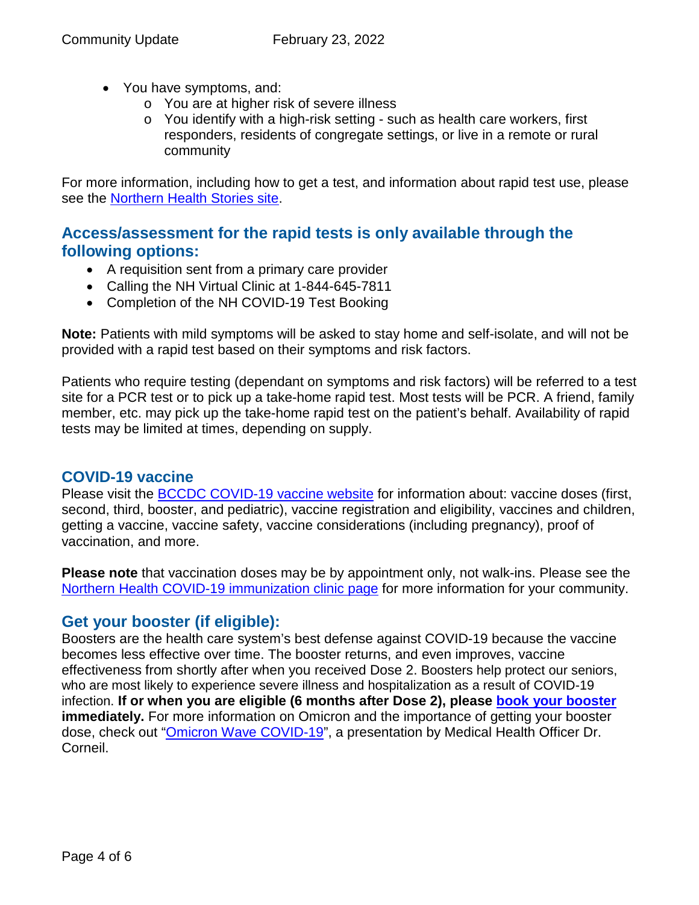- You have symptoms, and:
  - You are at higher risk of severe illness
  - You identify with a high-risk setting - such as health care workers, first responders, residents of congregate settings, or live in a remote or rural community

For more information, including how to get a test, and information about rapid test use, please see the Northern Health Stories site.

## Access/assessment for the rapid tests is only available through the following options:

- A requisition sent from a primary care provider
- Calling the NH Virtual Clinic at 1-844-645-7811
- Completion of the NH COVID-19 Test Booking

**Note:** Patients with mild symptoms will be asked to stay home and self-isolate, and will not be provided with a rapid test based on their symptoms and risk factors.

Patients who require testing (dependant on symptoms and risk factors) will be referred to a test site for a PCR test or to pick up a take-home rapid test. Most tests will be PCR. A friend, family member, etc. may pick up the take-home rapid test on the patient's behalf. Availability of rapid tests may be limited at times, depending on supply.

## COVID-19 vaccine

Please visit the BCCDC COVID-19 vaccine website for information about: vaccine doses (first, second, third, booster, and pediatric), vaccine registration and eligibility, vaccines and children, getting a vaccine, vaccine safety, vaccine considerations (including pregnancy), proof of vaccination, and more.

**Please note** that vaccination doses may be by appointment only, not walk-ins. Please see the Northern Health COVID-19 immunization clinic page for more information for your community.

## Get your booster (if eligible):

Boosters are the health care system's best defense against COVID-19 because the vaccine becomes less effective over time. The booster returns, and even improves, vaccine effectiveness from shortly after when you received Dose 2. Boosters help protect our seniors, who are most likely to experience severe illness and hospitalization as a result of COVID-19 infection. **If or when you are eligible (6 months after Dose 2), please book your booster immediately.** For more information on Omicron and the importance of getting your booster dose, check out "Omicron Wave COVID-19", a presentation by Medical Health Officer Dr. Corneil.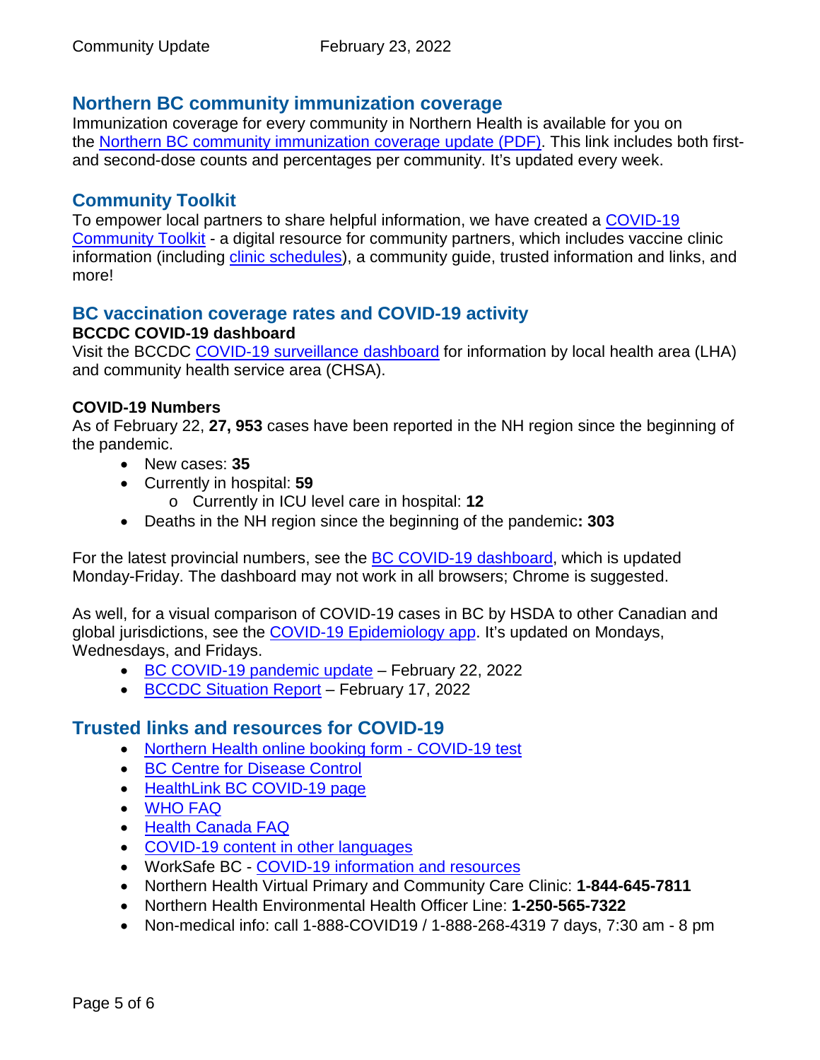## Northern BC community immunization coverage

Immunization coverage for every community in Northern Health is available for you on the Northern BC community immunization coverage update (PDF). This link includes both first- and second-dose counts and percentages per community. It's updated every week.

## Community Toolkit

To empower local partners to share helpful information, we have created a COVID-19 Community Toolkit - a digital resource for community partners, which includes vaccine clinic information (including clinic schedules), a community guide, trusted information and links, and more!

## BC vaccination coverage rates and COVID-19 activity

**BCCDC COVID-19 dashboard**

Visit the BCCDC COVID-19 surveillance dashboard for information by local health area (LHA) and community health service area (CHSA).

**COVID-19 Numbers**

As of February 22, **27, 953** cases have been reported in the NH region since the beginning of the pandemic.

- New cases: **35**
- Currently in hospital: **59**
  - Currently in ICU level care in hospital: **12**
- Deaths in the NH region since the beginning of the pandemic**: 303**

For the latest provincial numbers, see the BC COVID-19 dashboard, which is updated Monday-Friday. The dashboard may not work in all browsers; Chrome is suggested.

As well, for a visual comparison of COVID-19 cases in BC by HSDA to other Canadian and global jurisdictions, see the COVID-19 Epidemiology app. It's updated on Mondays, Wednesdays, and Fridays.

- BC COVID-19 pandemic update – February 22, 2022
- BCCDC Situation Report – February 17, 2022

## Trusted links and resources for COVID-19

- Northern Health online booking form - COVID-19 test
- BC Centre for Disease Control
- HealthLink BC COVID-19 page
- WHO FAQ
- Health Canada FAQ
- COVID-19 content in other languages
- WorkSafe BC - COVID-19 information and resources
- Northern Health Virtual Primary and Community Care Clinic: **1-844-645-7811**
- Northern Health Environmental Health Officer Line: **1-250-565-7322**
- Non-medical info: call 1-888-COVID19 / 1-888-268-4319 7 days, 7:30 am - 8 pm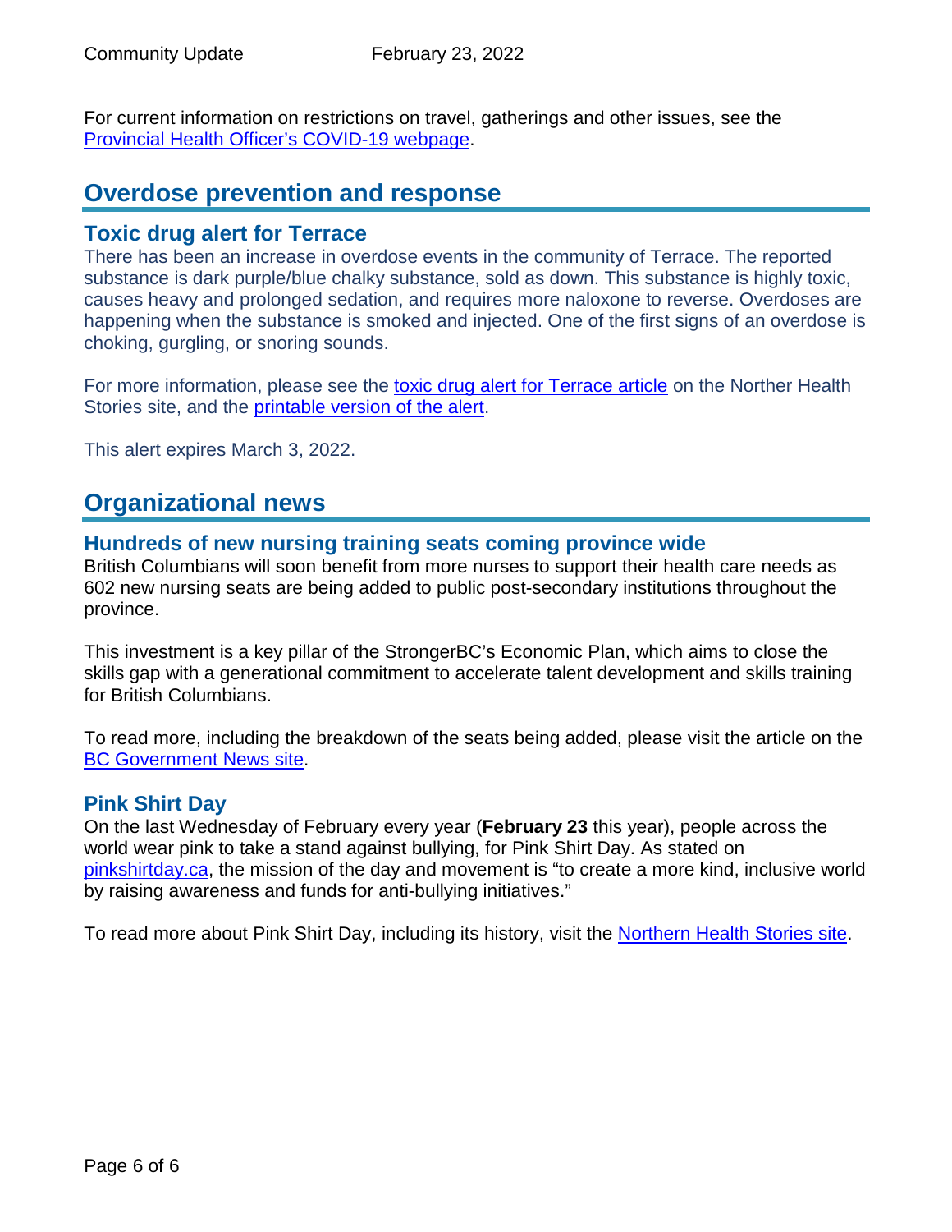For current information on restrictions on travel, gatherings and other issues, see the Provincial Health Officer's COVID-19 webpage.

## Overdose prevention and response

### Toxic drug alert for Terrace

There has been an increase in overdose events in the community of Terrace. The reported substance is dark purple/blue chalky substance, sold as down. This substance is highly toxic, causes heavy and prolonged sedation, and requires more naloxone to reverse. Overdoses are happening when the substance is smoked and injected. One of the first signs of an overdose is choking, gurgling, or snoring sounds.

For more information, please see the toxic drug alert for Terrace article on the Norther Health Stories site, and the printable version of the alert.

This alert expires March 3, 2022.

## Organizational news

### Hundreds of new nursing training seats coming province wide

British Columbians will soon benefit from more nurses to support their health care needs as 602 new nursing seats are being added to public post-secondary institutions throughout the province.

This investment is a key pillar of the StrongerBC's Economic Plan, which aims to close the skills gap with a generational commitment to accelerate talent development and skills training for British Columbians.

To read more, including the breakdown of the seats being added, please visit the article on the BC Government News site.

### Pink Shirt Day

On the last Wednesday of February every year (**February 23** this year), people across the world wear pink to take a stand against bullying, for Pink Shirt Day. As stated on pinkshirtday.ca, the mission of the day and movement is "to create a more kind, inclusive world by raising awareness and funds for anti-bullying initiatives."

To read more about Pink Shirt Day, including its history, visit the Northern Health Stories site.